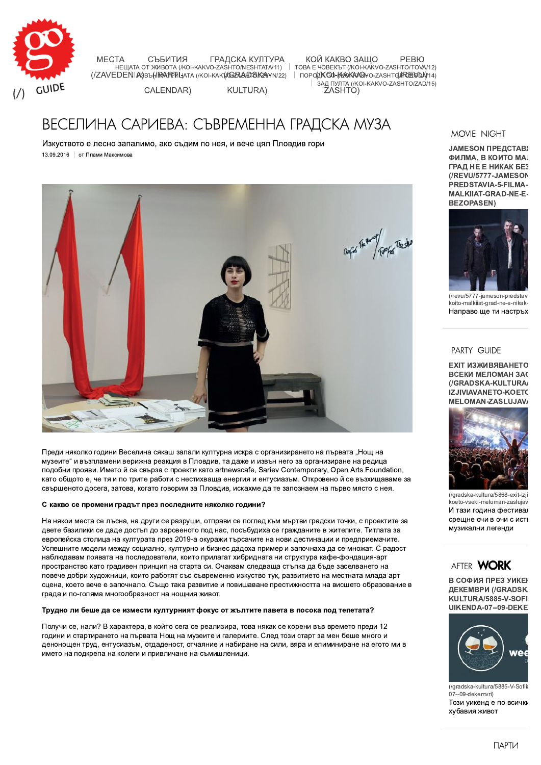# ВЕСЕЛИНА САРИЕВА: СЪВРЕМЕННА ГРАДСКА МУЗА

Изкуството е лесно запалимо, ако съдим по нея, и вече цял Пловдив гори

13.09.2016 | от Плами Максимова

Преди няколко години Веселина сякаш запали културна искра с организирането на първата „Нощ на музеите" и възпламени верижна реакция в Пловдив, та даже и извън него за организиране на редица подобни прояви. Името ѝ се свързва с проекти като artnewscafe, Sariev Contemporary, Open Arts Foundation, като общото е, че тя и по трите работи с нестихваща енергия и ентусиазъм. Откровено ѝ се възхищаваме за свършеното досега, затова, когато говорим за Пловдив, искахме да те запознаем на първо място с нея.

**С какво се промени градът през последните няколко години?**

На някои места се лъсна, на други се разруши, отправи се поглед към мъртви градски точки, с проектите за двете базилики се даде достъп до зароненото под нас, посъбудиха се гражданите в жителите. Титлата за европейска столица на културата през 2019-а окуражи търсачите на нови дестинации и предприемачите. Успешните модели между социално, културно и бизнес дадоха пример и започнаха да се множат. С радост наблюдавам появата на последователи, които прилагат хибридната ни структура кафе-фондация-арт пространство като градивен принцип на старта си. Очаквам следваща стъпка да бъде заселването на повече добри художници, които работят със съвременно изкуство тук, развитието на местната млада арт сцена, което вече е започнало. Също така развитие и повишаване престижността на висшето образование в града и по-голяма многообразност на нощния живот.

**Трудно ли беше да се измести културният фокус от жълтите павета в посока под тепетата?**

Получи се, нали? В характера, в който сега се реализира, това някак се корени във времето преди 12 години и стартирането на първата Нощ на музеите и галериите. След този старт за мен беше много и денонощен труд, ентусиазъм, отдаденост, отчаяние и набиране на сили, вяра и елиминиране на егото ми в името на подкрепа на колеги и привличане на съмишленици.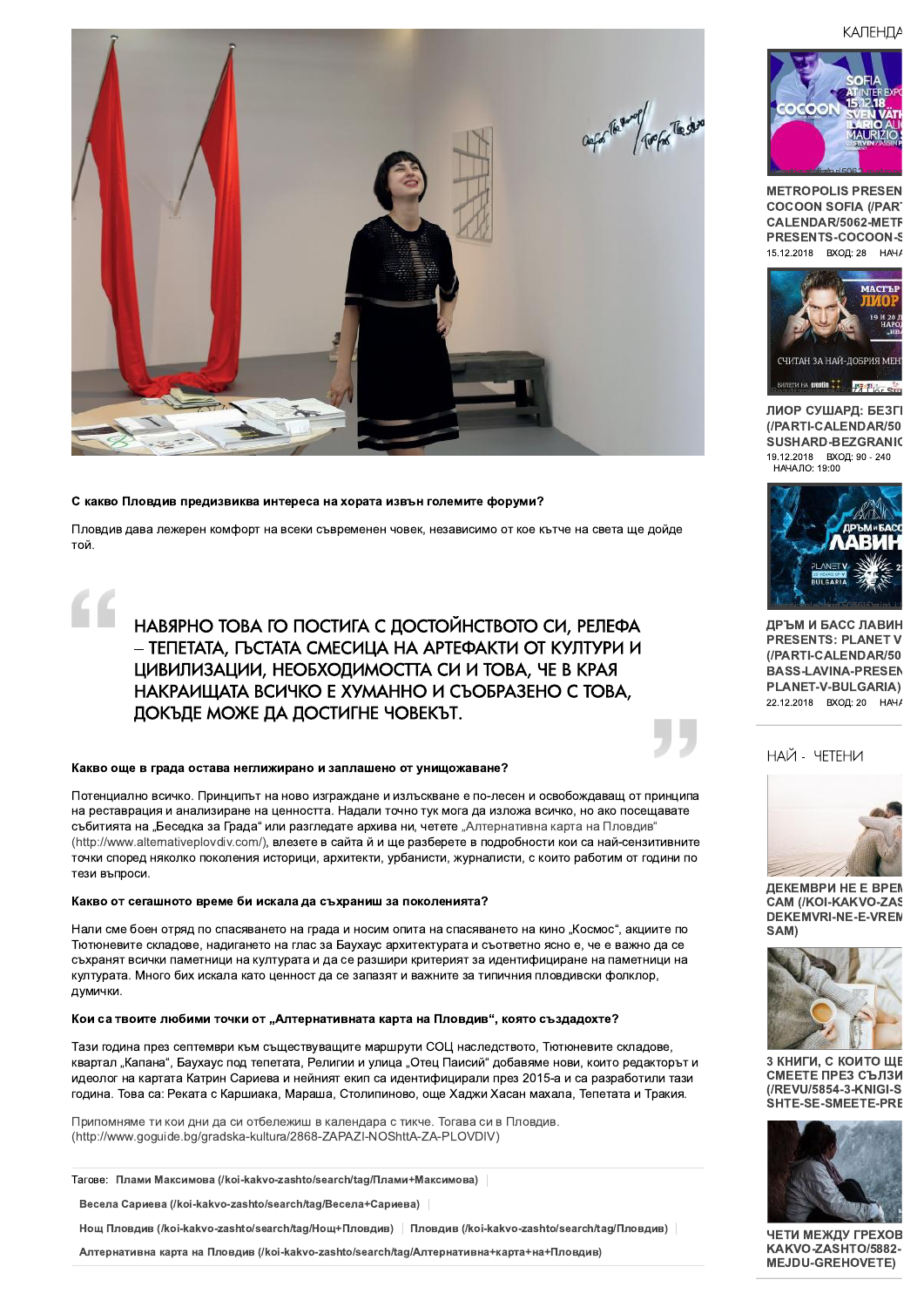**С какво Пловдив предизвиква интереса на хората извън големите форуми?**

Пловдив дава лежерен комфорт на всеки съвременен човек, независимо от кое кътче на света ще дойде той.

> НАВЯРНО ТОВА ГО ПОСТИГА С ДОСТОЙНСТВОТО СИ, РЕЛЕФА – ТЕПЕТАТА, ГЪСТАТА СМЕСИЦА НА АРТЕФАКТИ ОТ КУЛТУРИ И ЦИВИЛИЗАЦИИ, НЕОБХОДИМОСТТА СИ И ТОВА, ЧЕ В КРАЯ НАКРАИЩАТА ВСИЧКО Е ХУМАННО И СЪОБРАЗЕНО С ТОВА, ДОКЪДЕ МОЖЕ ДА ДОСТИГНЕ ЧОВЕКЪТ.

**Какво още в града остава неглижирано и заплашено от унищожаване?**

Потенциално всичко. Принципът на ново изграждане и излъскване е по-лесен и освобождаващ от принципа на реставрация и анализиране на ценността. Надали точно тук мога да изложа всичко, но ако посещавате събитията на „Беседка за Града" или разгледате архива ни, четете „Алтернативна карта на Пловдив" (http://www.alternativeplovdiv.com/), влезете в сайта й и ще разберете в подробности кои са най-сензитивните точки според няколко поколения историци, архитекти, урбанисти, журналисти, с които работим от години по тези въпроси.

**Какво от сегашното време би искала да съхраниш за поколенията?**

Нали сме боен отряд по спасяването на града и носим опита на спасяването на кино „Космос", акциите по Тютюневите складове, надигането на глас за Баухаус архитектурата и съответно ясно е, че е важно да се съхранят всички паметници на културата и да се разшири критерият за идентифициране на паметници на културата. Много бих искала като ценност да се запазят и важните за типичния пловдивски фолклор, думички.

**Кои са твоите любими точки от „Алтернативната карта на Пловдив", която създадохте?**

Тази година през септември към съществуващите маршрути СОЦ наследството, Тютюневите складове, квартал „Капана", Баухаус под тепетата, Религии и улица „Отец Паисий" добавяме нови, които редакторът и идеолог на картата Катрин Сариева и нейният екип са идентифицирали през 2015-а и са разработили тази година. Това са: Реката с Каршиака, Мараша, Столипиново, още Хаджи Хасан махала, Тепетата и Тракия.

Припомняме ти кои дни да си отбележиш в календара с тикче. Тогава си в Пловдив. (http://www.goguide.bg/gradska-kultura/2868-ZAPAZI-NOShttA-ZA-PLOVDIV)

Тагове: Плами Максимова (/koi-kakvo-zashto/search/tag/Плами+Максимова) | Весела Сариева (/koi-kakvo-zashto/search/tag/Весела+Сариева) | Нощ Пловдив (/koi-kakvo-zashto/search/tag/Нощ+Пловдив) | Пловдив (/koi-kakvo-zashto/search/tag/Пловдив) | Алтернативна карта на Пловдив (/koi-kakvo-zashto/search/tag/Алтернативна+карта+на+Пловдив)

КАЛЕНДА

METROPOLIS PRESEN COCOON SOFIA (/PAR CALENDAR/5062-METR PRESENTS-COCOON-S
15.12.2018 ВХОД: 28 НАЧА

ЛИОР СУШАРД: БЕЗГ (/PARTI-CALENDAR/50 SUSHARD-BEZGRANIC
19.12.2018 ВХОД: 90 - 240 НАЧАЛО: 19:00

ДРЪМ И БАСС ЛАВИН PRESENTS: PLANET V (/PARTI-CALENDAR/50 BASS-LAVINA-PRESEN PLANET-V-BULGARIA)
22.12.2018 ВХОД: 20 НАЧА

НАЙ - ЧЕТЕНИ

ДЕКЕМВРИ НЕ Е ВРЕМ САМ (/KOI-KAKVO-ZAS DEKEMVRI-NE-E-VREM SAM)

3 КНИГИ, С КОИТО ЩЕ СМЕЕТЕ ПРЕЗ СЪЛЗИ (/REVU/5854-3-KNIGI-S SHTE-SE-SMEETE-PRE

ЧЕТИ МЕЖДУ ГРЕХОВ KAKVO-ZASHTO/5882- MEJDU-GREHOVETE)